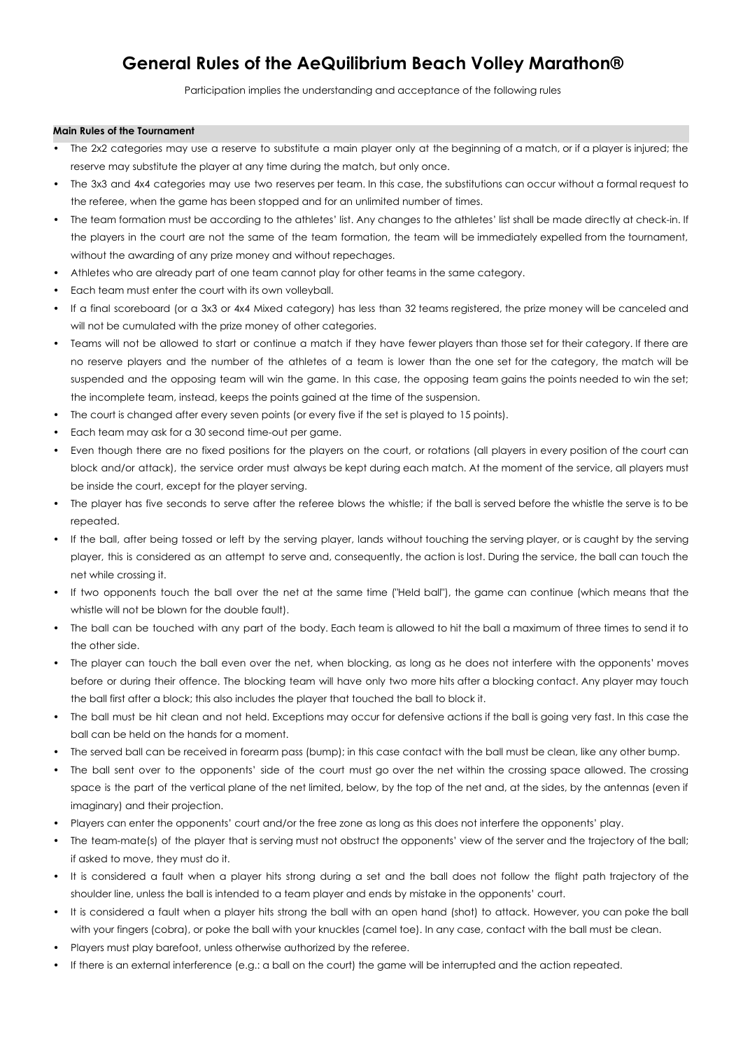# General Rules of the AeQuilibrium Beach Volley Marathon®

Participation implies the understanding and acceptance of the following rules

## Main Rules of the Tournament

- The 2x2 categories may use a reserve to substitute a main player only at the beginning of a match, or if a player is injured; the reserve may substitute the player at any time during the match, but only once.
- The 3x3 and 4x4 categories may use two reserves per team. In this case, the substitutions can occur without a formal request to the referee, when the game has been stopped and for an unlimited number of times.
- The team formation must be according to the athletes' list. Any changes to the athletes' list shall be made directly at check-in. If the players in the court are not the same of the team formation, the team will be immediately expelled from the tournament, without the awarding of any prize money and without repechages.
- Athletes who are already part of one team cannot play for other teams in the same category.
- Each team must enter the court with its own volleyball.
- If a final scoreboard (or a 3x3 or 4x4 Mixed category) has less than 32 teams registered, the prize money will be canceled and will not be cumulated with the prize money of other categories.
- Teams will not be allowed to start or continue a match if they have fewer players than those set for their category. If there are no reserve players and the number of the athletes of a team is lower than the one set for the category, the match will be suspended and the opposing team will win the game. In this case, the opposing team gains the points needed to win the set; the incomplete team, instead, keeps the points gained at the time of the suspension.
- The court is changed after every seven points (or every five if the set is played to 15 points).
- Each team may ask for a 30 second time-out per game.
- Even though there are no fixed positions for the players on the court, or rotations (all players in every position of the court can block and/or attack), the service order must always be kept during each match. At the moment of the service, all players must be inside the court, except for the player serving.
- The player has five seconds to serve after the referee blows the whistle; if the ball is served before the whistle the serve is to be repeated.
- If the ball, after being tossed or left by the serving player, lands without touching the serving player, or is caught by the serving player, this is considered as an attempt to serve and, consequently, the action is lost. During the service, the ball can touch the net while crossing it.
- If two opponents touch the ball over the net at the same time ("Held ball"), the game can continue (which means that the whistle will not be blown for the double fault).
- The ball can be touched with any part of the body. Each team is allowed to hit the ball a maximum of three times to send it to the other side.
- The player can touch the ball even over the net, when blocking, as long as he does not interfere with the opponents' moves before or during their offence. The blocking team will have only two more hits after a blocking contact. Any player may touch the ball first after a block; this also includes the player that touched the ball to block it.
- The ball must be hit clean and not held. Exceptions may occur for defensive actions if the ball is going very fast. In this case the ball can be held on the hands for a moment.
- The served ball can be received in forearm pass (bump); in this case contact with the ball must be clean, like any other bump.
- The ball sent over to the opponents' side of the court must go over the net within the crossing space allowed. The crossing space is the part of the vertical plane of the net limited, below, by the top of the net and, at the sides, by the antennas (even if imaginary) and their projection.
- Players can enter the opponents' court and/or the free zone as long as this does not interfere the opponents' play.
- The team-mate(s) of the player that is serving must not obstruct the opponents' view of the server and the trajectory of the ball; if asked to move, they must do it.
- It is considered a fault when a player hits strong during a set and the ball does not follow the flight path trajectory of the shoulder line, unless the ball is intended to a team player and ends by mistake in the opponents' court.
- It is considered a fault when a player hits strong the ball with an open hand (shot) to attack. However, you can poke the ball with your fingers (cobra), or poke the ball with your knuckles (camel toe). In any case, contact with the ball must be clean.
- Players must play barefoot, unless otherwise authorized by the referee.
- If there is an external interference (e.g.: a ball on the court) the game will be interrupted and the action repeated.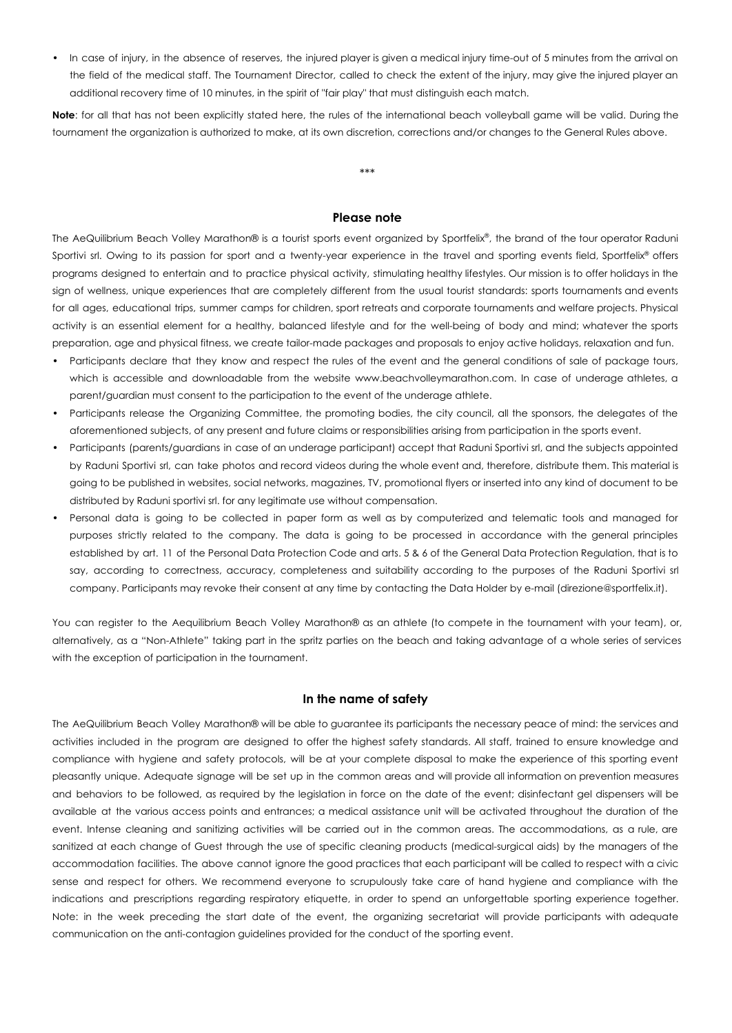- In case of injury, in the absence of reserves, the injured player is given a medical injury time-out of 5 minutes from the arrival on the field of the medical staff. The Tournament Director, called to check the extent of the injury, may give the injured player an additional recovery time of 10 minutes, in the spirit of "fair play" that must distinguish each match.

**Note**: for all that has not been explicitly stated here, the rules of the international beach volleyball game will be valid. During the tournament the organization is authorized to make, at its own discretion, corrections and/or changes to the General Rules above.

***

### Please note

The AeQuilibrium Beach Volley Marathon® is a tourist sports event organized by Sportfelix®, the brand of the tour operator Raduni Sportivi srl. Owing to its passion for sport and a twenty-year experience in the travel and sporting events field, Sportfelix® offers programs designed to entertain and to practice physical activity, stimulating healthy lifestyles. Our mission is to offer holidays in the sign of wellness, unique experiences that are completely different from the usual tourist standards: sports tournaments and events for all ages, educational trips, summer camps for children, sport retreats and corporate tournaments and welfare projects. Physical activity is an essential element for a healthy, balanced lifestyle and for the well-being of body and mind; whatever the sports preparation, age and physical fitness, we create tailor-made packages and proposals to enjoy active holidays, relaxation and fun.

- Participants declare that they know and respect the rules of the event and the general conditions of sale of package tours, which is accessible and downloadable from the website www.beachvolleymarathon.com. In case of underage athletes, a parent/guardian must consent to the participation to the event of the underage athlete.
- Participants release the Organizing Committee, the promoting bodies, the city council, all the sponsors, the delegates of the aforementioned subjects, of any present and future claims or responsibilities arising from participation in the sports event.
- Participants (parents/guardians in case of an underage participant) accept that Raduni Sportivi srl, and the subjects appointed by Raduni Sportivi srl, can take photos and record videos during the whole event and, therefore, distribute them. This material is going to be published in websites, social networks, magazines, TV, promotional flyers or inserted into any kind of document to be distributed by Raduni sportivi srl. for any legitimate use without compensation.
- Personal data is going to be collected in paper form as well as by computerized and telematic tools and managed for purposes strictly related to the company. The data is going to be processed in accordance with the general principles established by art. 11 of the Personal Data Protection Code and arts. 5 & 6 of the General Data Protection Regulation, that is to say, according to correctness, accuracy, completeness and suitability according to the purposes of the Raduni Sportivi srl company. Participants may revoke their consent at any time by contacting the Data Holder by e-mail (direzione@sportfelix.it).

You can register to the Aequilibrium Beach Volley Marathon® as an athlete (to compete in the tournament with your team), or, alternatively, as a "Non-Athlete" taking part in the spritz parties on the beach and taking advantage of a whole series of services with the exception of participation in the tournament.

### In the name of safety

The AeQuilibrium Beach Volley Marathon® will be able to guarantee its participants the necessary peace of mind: the services and activities included in the program are designed to offer the highest safety standards. All staff, trained to ensure knowledge and compliance with hygiene and safety protocols, will be at your complete disposal to make the experience of this sporting event pleasantly unique. Adequate signage will be set up in the common areas and will provide all information on prevention measures and behaviors to be followed, as required by the legislation in force on the date of the event; disinfectant gel dispensers will be available at the various access points and entrances; a medical assistance unit will be activated throughout the duration of the event. Intense cleaning and sanitizing activities will be carried out in the common areas. The accommodations, as a rule, are sanitized at each change of Guest through the use of specific cleaning products (medical-surgical aids) by the managers of the accommodation facilities. The above cannot ignore the good practices that each participant will be called to respect with a civic sense and respect for others. We recommend everyone to scrupulously take care of hand hygiene and compliance with the indications and prescriptions regarding respiratory etiquette, in order to spend an unforgettable sporting experience together. Note: in the week preceding the start date of the event, the organizing secretariat will provide participants with adequate communication on the anti-contagion guidelines provided for the conduct of the sporting event.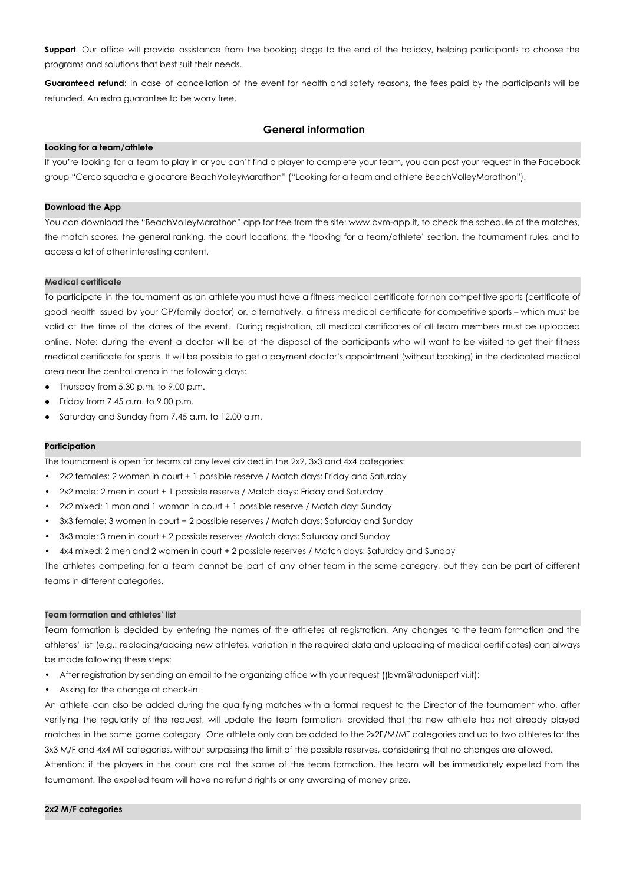**Support**. Our office will provide assistance from the booking stage to the end of the holiday, helping participants to choose the programs and solutions that best suit their needs.

**Guaranteed refund**: in case of cancellation of the event for health and safety reasons, the fees paid by the participants will be refunded. An extra guarantee to be worry free.

## General information

#### Looking for a team/athlete

If you're looking for a team to play in or you can't find a player to complete your team, you can post your request in the Facebook group "Cerco squadra e giocatore BeachVolleyMarathon" ("Looking for a team and athlete BeachVolleyMarathon").

#### Download the App

You can download the "BeachVolleyMarathon" app for free from the site: www.bvm-app.it, to check the schedule of the matches, the match scores, the general ranking, the court locations, the 'looking for a team/athlete' section, the tournament rules, and to access a lot of other interesting content.

#### Medical certificate

To participate in the tournament as an athlete you must have a fitness medical certificate for non competitive sports (certificate of good health issued by your GP/family doctor) or, alternatively, a fitness medical certificate for competitive sports – which must be valid at the time of the dates of the event. During registration, all medical certificates of all team members must be uploaded online. Note: during the event a doctor will be at the disposal of the participants who will want to be visited to get their fitness medical certificate for sports. It will be possible to get a payment doctor's appointment (without booking) in the dedicated medical area near the central arena in the following days:

- Thursday from 5.30 p.m. to 9.00 p.m.
- Friday from 7.45 a.m. to 9.00 p.m.
- Saturday and Sunday from 7.45 a.m. to 12.00 a.m.

#### Participation

The tournament is open for teams at any level divided in the 2x2, 3x3 and 4x4 categories:

- 2x2 females: 2 women in court + 1 possible reserve / Match days: Friday and Saturday
- 2x2 male: 2 men in court + 1 possible reserve / Match days: Friday and Saturday
- 2x2 mixed: 1 man and 1 woman in court + 1 possible reserve / Match day: Sunday
- 3x3 female: 3 women in court + 2 possible reserves / Match days: Saturday and Sunday
- 3x3 male: 3 men in court + 2 possible reserves /Match days: Saturday and Sunday
- 4x4 mixed: 2 men and 2 women in court + 2 possible reserves / Match days: Saturday and Sunday

The athletes competing for a team cannot be part of any other team in the same category, but they can be part of different teams in different categories.

#### Team formation and athletes' list

Team formation is decided by entering the names of the athletes at registration. Any changes to the team formation and the athletes' list (e.g.: replacing/adding new athletes, variation in the required data and uploading of medical certificates) can always be made following these steps:

- After registration by sending an email to the organizing office with your request ((bvm@radunisportivi.it);
- Asking for the change at check-in.

An athlete can also be added during the qualifying matches with a formal request to the Director of the tournament who, after verifying the regularity of the request, will update the team formation, provided that the new athlete has not already played matches in the same game category. One athlete only can be added to the 2x2F/M/MT categories and up to two athletes for the 3x3 M/F and 4x4 MT categories, without surpassing the limit of the possible reserves, considering that no changes are allowed.

Attention: if the players in the court are not the same of the team formation, the team will be immediately expelled from the tournament. The expelled team will have no refund rights or any awarding of money prize.

#### 2x2 M/F categories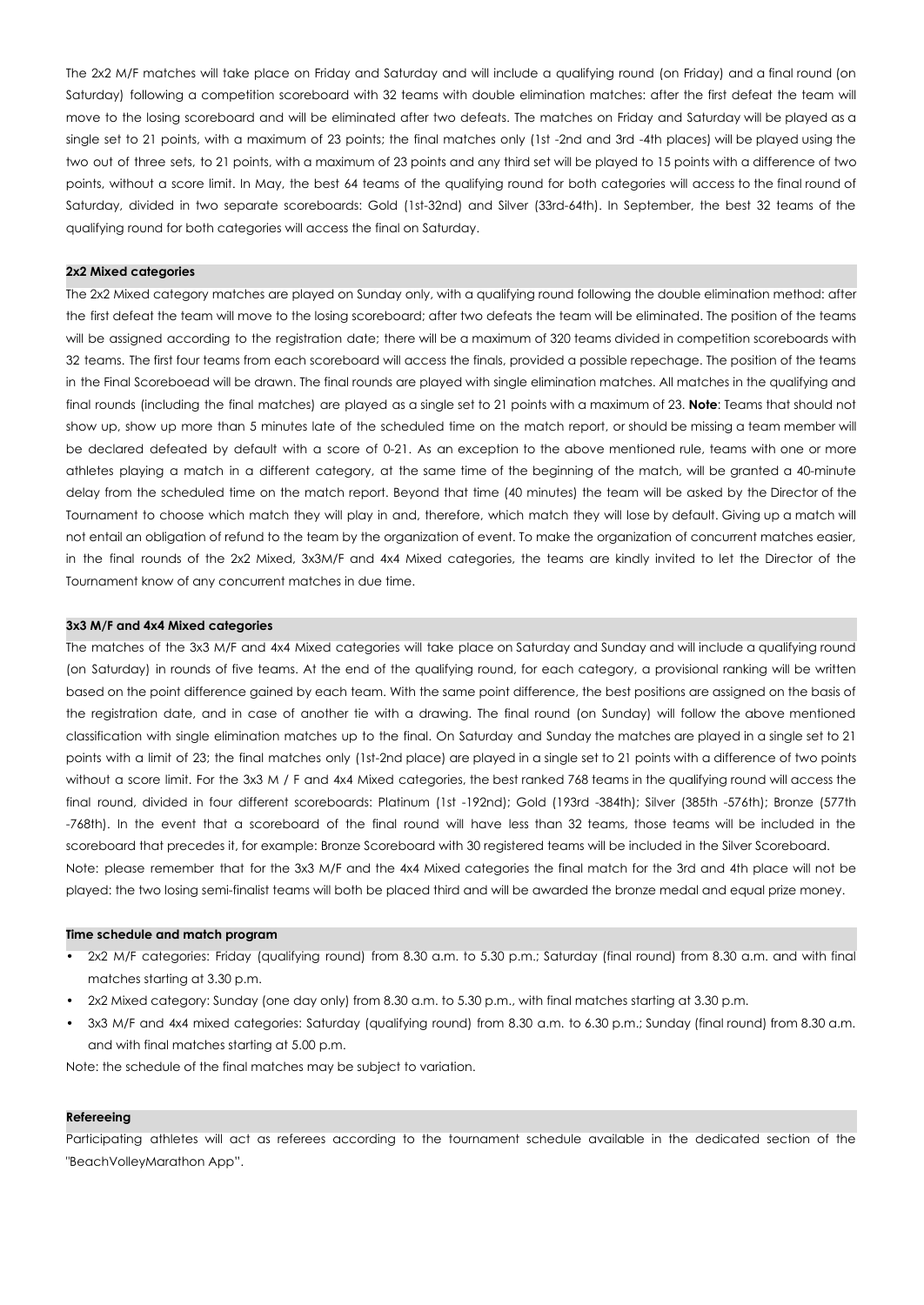The 2x2 M/F matches will take place on Friday and Saturday and will include a qualifying round (on Friday) and a final round (on Saturday) following a competition scoreboard with 32 teams with double elimination matches: after the first defeat the team will move to the losing scoreboard and will be eliminated after two defeats. The matches on Friday and Saturday will be played as a single set to 21 points, with a maximum of 23 points; the final matches only (1st -2nd and 3rd -4th places) will be played using the two out of three sets, to 21 points, with a maximum of 23 points and any third set will be played to 15 points with a difference of two points, without a score limit. In May, the best 64 teams of the qualifying round for both categories will access to the final round of Saturday, divided in two separate scoreboards: Gold (1st-32nd) and Silver (33rd-64th). In September, the best 32 teams of the qualifying round for both categories will access the final on Saturday.

## 2x2 Mixed categories

The 2x2 Mixed category matches are played on Sunday only, with a qualifying round following the double elimination method: after the first defeat the team will move to the losing scoreboard; after two defeats the team will be eliminated. The position of the teams will be assigned according to the registration date; there will be a maximum of 320 teams divided in competition scoreboards with 32 teams. The first four teams from each scoreboard will access the finals, provided a possible repechage. The position of the teams in the Final Scoreboead will be drawn. The final rounds are played with single elimination matches. All matches in the qualifying and final rounds (including the final matches) are played as a single set to 21 points with a maximum of 23. **Note**: Teams that should not show up, show up more than 5 minutes late of the scheduled time on the match report, or should be missing a team member will be declared defeated by default with a score of 0-21. As an exception to the above mentioned rule, teams with one or more athletes playing a match in a different category, at the same time of the beginning of the match, will be granted a 40-minute delay from the scheduled time on the match report. Beyond that time (40 minutes) the team will be asked by the Director of the Tournament to choose which match they will play in and, therefore, which match they will lose by default. Giving up a match will not entail an obligation of refund to the team by the organization of event. To make the organization of concurrent matches easier, in the final rounds of the 2x2 Mixed, 3x3M/F and 4x4 Mixed categories, the teams are kindly invited to let the Director of the Tournament know of any concurrent matches in due time.

## 3x3 M/F and 4x4 Mixed categories

The matches of the 3x3 M/F and 4x4 Mixed categories will take place on Saturday and Sunday and will include a qualifying round (on Saturday) in rounds of five teams. At the end of the qualifying round, for each category, a provisional ranking will be written based on the point difference gained by each team. With the same point difference, the best positions are assigned on the basis of the registration date, and in case of another tie with a drawing. The final round (on Sunday) will follow the above mentioned classification with single elimination matches up to the final. On Saturday and Sunday the matches are played in a single set to 21 points with a limit of 23; the final matches only (1st-2nd place) are played in a single set to 21 points with a difference of two points without a score limit. For the 3x3 M / F and 4x4 Mixed categories, the best ranked 768 teams in the qualifying round will access the final round, divided in four different scoreboards: Platinum (1st -192nd); Gold (193rd -384th); Silver (385th -576th); Bronze (577th -768th). In the event that a scoreboard of the final round will have less than 32 teams, those teams will be included in the scoreboard that precedes it, for example: Bronze Scoreboard with 30 registered teams will be included in the Silver Scoreboard.
Note: please remember that for the 3x3 M/F and the 4x4 Mixed categories the final match for the 3rd and 4th place will not be played: the two losing semi-finalist teams will both be placed third and will be awarded the bronze medal and equal prize money.

## Time schedule and match program

- 2x2 M/F categories: Friday (qualifying round) from 8.30 a.m. to 5.30 p.m.; Saturday (final round) from 8.30 a.m. and with final matches starting at 3.30 p.m.
- 2x2 Mixed category: Sunday (one day only) from 8.30 a.m. to 5.30 p.m., with final matches starting at 3.30 p.m.
- 3x3 M/F and 4x4 mixed categories: Saturday (qualifying round) from 8.30 a.m. to 6.30 p.m.; Sunday (final round) from 8.30 a.m. and with final matches starting at 5.00 p.m.

Note: the schedule of the final matches may be subject to variation.

## Refereeing

Participating athletes will act as referees according to the tournament schedule available in the dedicated section of the "BeachVolleyMarathon App".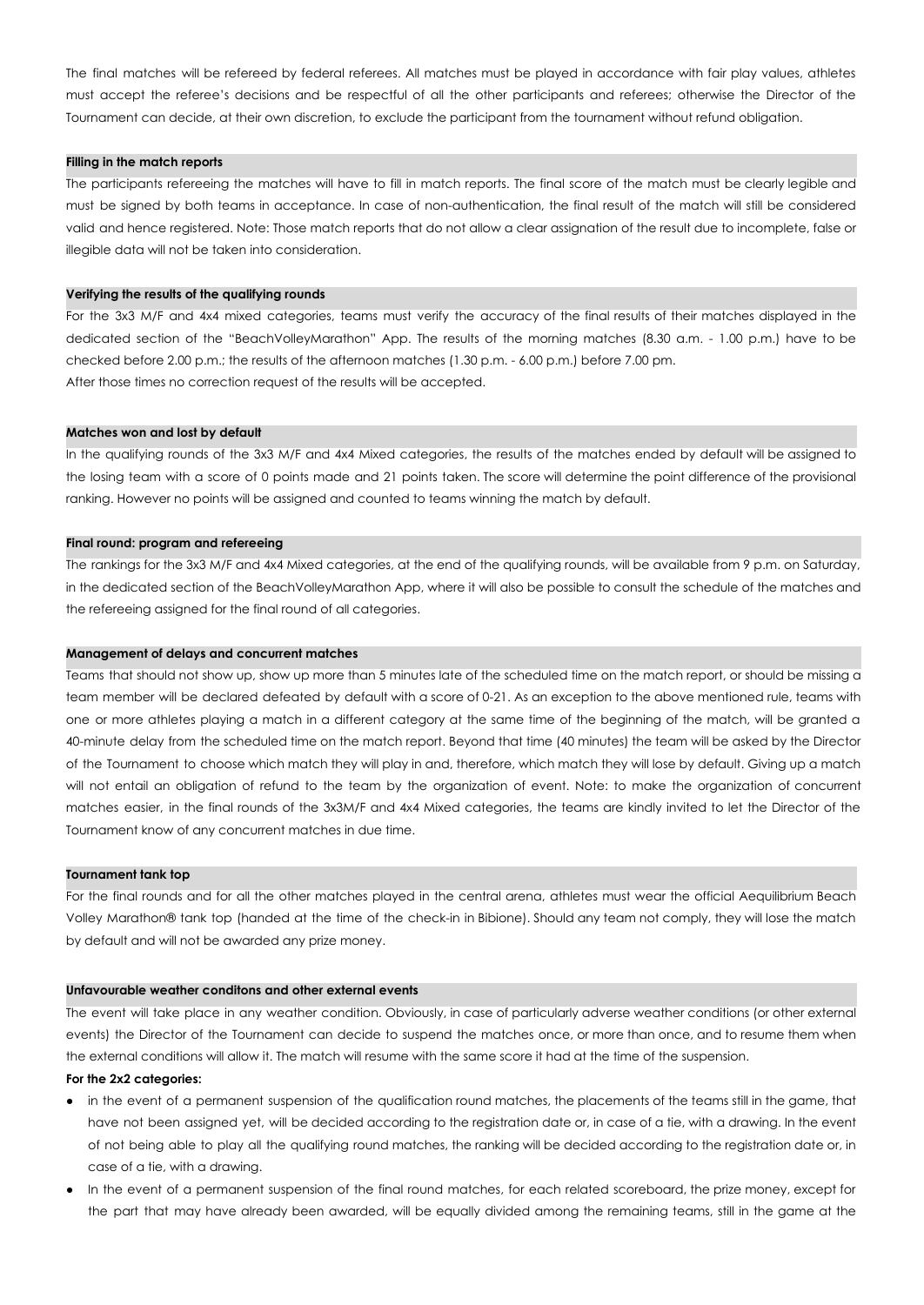The final matches will be refereed by federal referees. All matches must be played in accordance with fair play values, athletes must accept the referee's decisions and be respectful of all the other participants and referees; otherwise the Director of the Tournament can decide, at their own discretion, to exclude the participant from the tournament without refund obligation.

#### Filling in the match reports

The participants refereeing the matches will have to fill in match reports. The final score of the match must be clearly legible and must be signed by both teams in acceptance. In case of non-authentication, the final result of the match will still be considered valid and hence registered. Note: Those match reports that do not allow a clear assignation of the result due to incomplete, false or illegible data will not be taken into consideration.

#### Verifying the results of the qualifying rounds

For the 3x3 M/F and 4x4 mixed categories, teams must verify the accuracy of the final results of their matches displayed in the dedicated section of the "BeachVolleyMarathon" App. The results of the morning matches (8.30 a.m. - 1.00 p.m.) have to be checked before 2.00 p.m.; the results of the afternoon matches (1.30 p.m. - 6.00 p.m.) before 7.00 pm.
After those times no correction request of the results will be accepted.

#### Matches won and lost by default

In the qualifying rounds of the 3x3 M/F and 4x4 Mixed categories, the results of the matches ended by default will be assigned to the losing team with a score of 0 points made and 21 points taken. The score will determine the point difference of the provisional ranking. However no points will be assigned and counted to teams winning the match by default.

#### Final round: program and refereeing

The rankings for the 3x3 M/F and 4x4 Mixed categories, at the end of the qualifying rounds, will be available from 9 p.m. on Saturday, in the dedicated section of the BeachVolleyMarathon App, where it will also be possible to consult the schedule of the matches and the refereeing assigned for the final round of all categories.

#### Management of delays and concurrent matches

Teams that should not show up, show up more than 5 minutes late of the scheduled time on the match report, or should be missing a team member will be declared defeated by default with a score of 0-21. As an exception to the above mentioned rule, teams with one or more athletes playing a match in a different category at the same time of the beginning of the match, will be granted a 40-minute delay from the scheduled time on the match report. Beyond that time (40 minutes) the team will be asked by the Director of the Tournament to choose which match they will play in and, therefore, which match they will lose by default. Giving up a match will not entail an obligation of refund to the team by the organization of event. Note: to make the organization of concurrent matches easier, in the final rounds of the 3x3M/F and 4x4 Mixed categories, the teams are kindly invited to let the Director of the Tournament know of any concurrent matches in due time.

#### Tournament tank top

For the final rounds and for all the other matches played in the central arena, athletes must wear the official Aequilibrium Beach Volley Marathon® tank top (handed at the time of the check-in in Bibione). Should any team not comply, they will lose the match by default and will not be awarded any prize money.

#### Unfavourable weather conditons and other external events

The event will take place in any weather condition. Obviously, in case of particularly adverse weather conditions (or other external events) the Director of the Tournament can decide to suspend the matches once, or more than once, and to resume them when the external conditions will allow it. The match will resume with the same score it had at the time of the suspension.

**For the 2x2 categories:**

- in the event of a permanent suspension of the qualification round matches, the placements of the teams still in the game, that have not been assigned yet, will be decided according to the registration date or, in case of a tie, with a drawing. In the event of not being able to play all the qualifying round matches, the ranking will be decided according to the registration date or, in case of a tie, with a drawing.
- In the event of a permanent suspension of the final round matches, for each related scoreboard, the prize money, except for the part that may have already been awarded, will be equally divided among the remaining teams, still in the game at the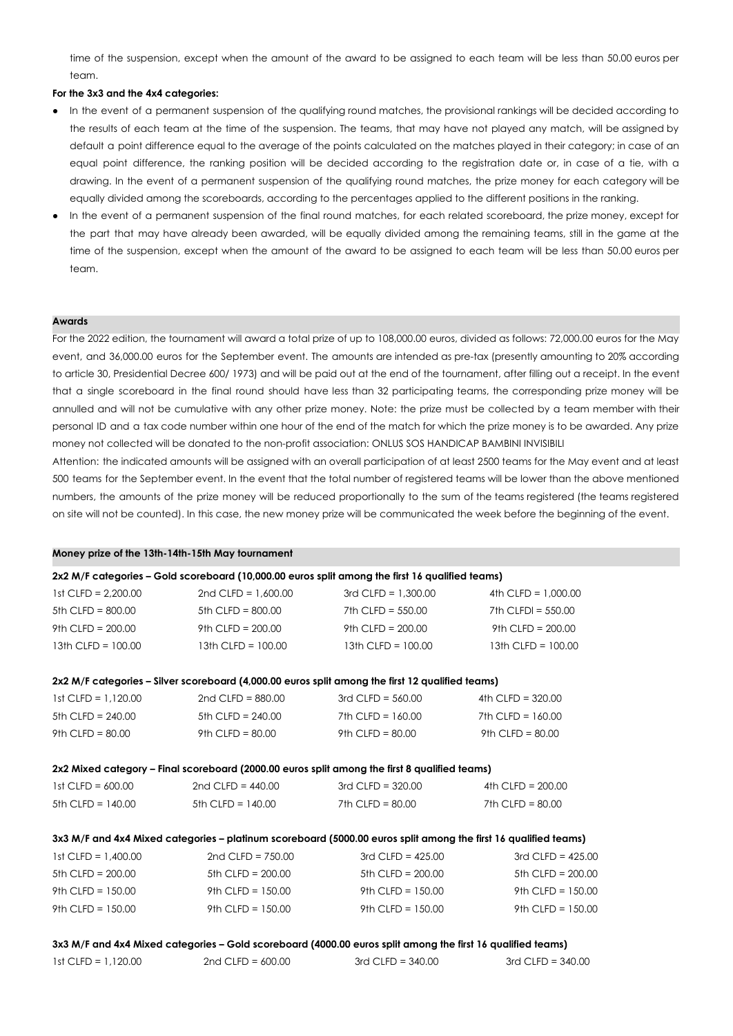time of the suspension, except when the amount of the award to be assigned to each team will be less than 50.00 euros per team.

**For the 3x3 and the 4x4 categories:**

- In the event of a permanent suspension of the qualifying round matches, the provisional rankings will be decided according to the results of each team at the time of the suspension. The teams, that may have not played any match, will be assigned by default a point difference equal to the average of the points calculated on the matches played in their category; in case of an equal point difference, the ranking position will be decided according to the registration date or, in case of a tie, with a drawing. In the event of a permanent suspension of the qualifying round matches, the prize money for each category will be equally divided among the scoreboards, according to the percentages applied to the different positions in the ranking.
- In the event of a permanent suspension of the final round matches, for each related scoreboard, the prize money, except for the part that may have already been awarded, will be equally divided among the remaining teams, still in the game at the time of the suspension, except when the amount of the award to be assigned to each team will be less than 50.00 euros per team.

## Awards

For the 2022 edition, the tournament will award a total prize of up to 108,000.00 euros, divided as follows: 72,000.00 euros for the May event, and 36,000.00 euros for the September event. The amounts are intended as pre-tax (presently amounting to 20% according to article 30, Presidential Decree 600/ 1973) and will be paid out at the end of the tournament, after filling out a receipt. In the event that a single scoreboard in the final round should have less than 32 participating teams, the corresponding prize money will be annulled and will not be cumulative with any other prize money. Note: the prize must be collected by a team member with their personal ID and a tax code number within one hour of the end of the match for which the prize money is to be awarded. Any prize money not collected will be donated to the non-profit association: ONLUS SOS HANDICAP BAMBINI INVISIBILI

Attention: the indicated amounts will be assigned with an overall participation of at least 2500 teams for the May event and at least 500 teams for the September event. In the event that the total number of registered teams will be lower than the above mentioned numbers, the amounts of the prize money will be reduced proportionally to the sum of the teams registered (the teams registered on site will not be counted). In this case, the new money prize will be communicated the week before the beginning of the event.

## Money prize of the 13th-14th-15th May tournament

**2x2 M/F categories – Gold scoreboard (10,000.00 euros split among the first 16 qualified teams)**

| | | | |
|---|---|---|---|
| 1st CLFD = 2,200.00 | 2nd CLFD = 1,600.00 | 3rd CLFD = 1,300.00 | 4th CLFD = 1,000.00 |
| 5th CLFD = 800.00 | 5th CLFD = 800.00 | 7th CLFD = 550.00 | 7th CLFDI = 550.00 |
| 9th CLFD = 200.00 | 9th CLFD = 200.00 | 9th CLFD = 200.00 | 9th CLFD = 200.00 |
| 13th CLFD = 100.00 | 13th CLFD = 100.00 | 13th CLFD = 100.00 | 13th CLFD = 100.00 |

**2x2 M/F categories – Silver scoreboard (4,000.00 euros split among the first 12 qualified teams)**

| | | | |
|---|---|---|---|
| 1st CLFD = 1,120.00 | 2nd CLFD = 880.00 | 3rd CLFD = 560.00 | 4th CLFD = 320.00 |
| 5th CLFD = 240.00 | 5th CLFD = 240.00 | 7th CLFD = 160.00 | 7th CLFD = 160.00 |
| 9th CLFD = 80.00 | 9th CLFD = 80.00 | 9th CLFD = 80.00 | 9th CLFD = 80.00 |

**2x2 Mixed category – Final scoreboard (2000.00 euros split among the first 8 qualified teams)**

| | | | |
|---|---|---|---|
| 1st CLFD = 600.00 | 2nd CLFD = 440.00 | 3rd CLFD = 320.00 | 4th CLFD = 200.00 |
| 5th CLFD = 140.00 | 5th CLFD = 140.00 | 7th CLFD = 80.00 | 7th CLFD = 80.00 |

**3x3 M/F and 4x4 Mixed categories – platinum scoreboard (5000.00 euros split among the first 16 qualified teams)**

| | | | |
|---|---|---|---|
| 1st CLFD = 1,400.00 | 2nd CLFD = 750.00 | 3rd CLFD = 425.00 | 3rd CLFD = 425.00 |
| 5th CLFD = 200.00 | 5th CLFD = 200.00 | 5th CLFD = 200.00 | 5th CLFD = 200.00 |
| 9th CLFD = 150.00 | 9th CLFD = 150.00 | 9th CLFD = 150.00 | 9th CLFD = 150.00 |
| 9th CLFD = 150.00 | 9th CLFD = 150.00 | 9th CLFD = 150.00 | 9th CLFD = 150.00 |

**3x3 M/F and 4x4 Mixed categories – Gold scoreboard (4000.00 euros split among the first 16 qualified teams)**

| | | | |
|---|---|---|---|
| 1st CLFD = 1,120.00 | 2nd CLFD = 600.00 | 3rd CLFD = 340.00 | 3rd CLFD = 340.00 |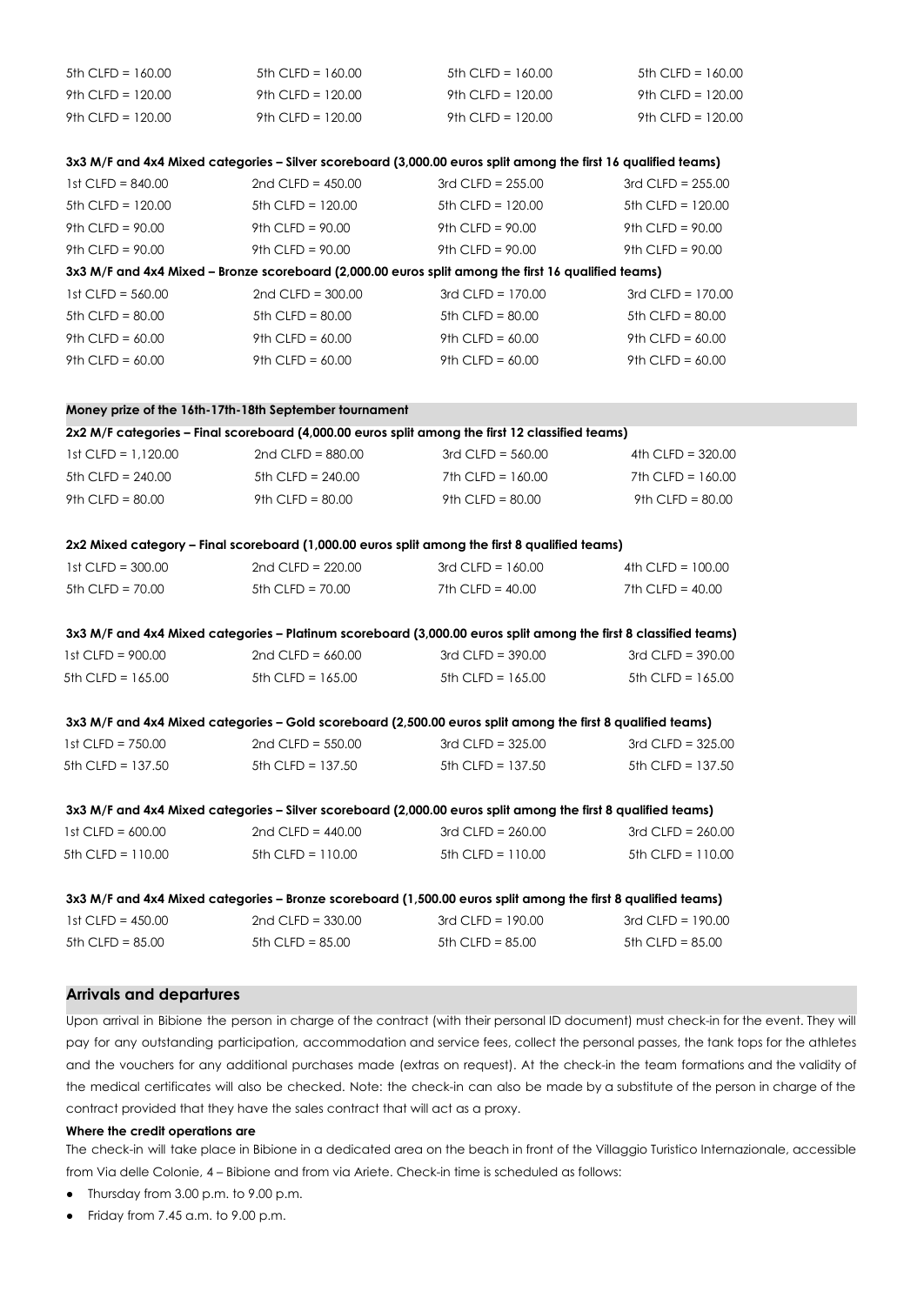| | | | |
|---|---|---|---|
| 5th CLFD = 160.00 | 5th CLFD = 160.00 | 5th CLFD = 160.00 | 5th CLFD = 160.00 |
| 9th CLFD = 120.00 | 9th CLFD = 120.00 | 9th CLFD = 120.00 | 9th CLFD = 120.00 |
| 9th CLFD = 120.00 | 9th CLFD = 120.00 | 9th CLFD = 120.00 | 9th CLFD = 120.00 |

**3x3 M/F and 4x4 Mixed categories – Silver scoreboard (3,000.00 euros split among the first 16 qualified teams)**

| | | | |
|---|---|---|---|
| 1st CLFD = 840.00 | 2nd CLFD = 450.00 | 3rd CLFD = 255.00 | 3rd CLFD = 255.00 |
| 5th CLFD = 120.00 | 5th CLFD = 120.00 | 5th CLFD = 120.00 | 5th CLFD = 120.00 |
| 9th CLFD = 90.00 | 9th CLFD = 90.00 | 9th CLFD = 90.00 | 9th CLFD = 90.00 |
| 9th CLFD = 90.00 | 9th CLFD = 90.00 | 9th CLFD = 90.00 | 9th CLFD = 90.00 |

**3x3 M/F and 4x4 Mixed – Bronze scoreboard (2,000.00 euros split among the first 16 qualified teams)**

| | | | |
|---|---|---|---|
| 1st CLFD = 560.00 | 2nd CLFD = 300.00 | 3rd CLFD = 170.00 | 3rd CLFD = 170.00 |
| 5th CLFD = 80.00 | 5th CLFD = 80.00 | 5th CLFD = 80.00 | 5th CLFD = 80.00 |
| 9th CLFD = 60.00 | 9th CLFD = 60.00 | 9th CLFD = 60.00 | 9th CLFD = 60.00 |
| 9th CLFD = 60.00 | 9th CLFD = 60.00 | 9th CLFD = 60.00 | 9th CLFD = 60.00 |

### Money prize of the 16th-17th-18th September tournament

**2x2 M/F categories – Final scoreboard (4,000.00 euros split among the first 12 classified teams)**

| | | | |
|---|---|---|---|
| 1st CLFD = 1,120.00 | 2nd CLFD = 880.00 | 3rd CLFD = 560.00 | 4th CLFD = 320.00 |
| 5th CLFD = 240.00 | 5th CLFD = 240.00 | 7th CLFD = 160.00 | 7th CLFD = 160.00 |
| 9th CLFD = 80.00 | 9th CLFD = 80.00 | 9th CLFD = 80.00 | 9th CLFD = 80.00 |

**2x2 Mixed category – Final scoreboard (1,000.00 euros split among the first 8 qualified teams)**

| | | | |
|---|---|---|---|
| 1st CLFD = 300.00 | 2nd CLFD = 220.00 | 3rd CLFD = 160.00 | 4th CLFD = 100.00 |
| 5th CLFD = 70.00 | 5th CLFD = 70.00 | 7th CLFD = 40.00 | 7th CLFD = 40.00 |

**3x3 M/F and 4x4 Mixed categories – Platinum scoreboard (3,000.00 euros split among the first 8 classified teams)**

| | | | |
|---|---|---|---|
| 1st CLFD = 900.00 | 2nd CLFD = 660.00 | 3rd CLFD = 390.00 | 3rd CLFD = 390.00 |
| 5th CLFD = 165.00 | 5th CLFD = 165.00 | 5th CLFD = 165.00 | 5th CLFD = 165.00 |

**3x3 M/F and 4x4 Mixed categories – Gold scoreboard (2,500.00 euros split among the first 8 qualified teams)**

| | | | |
|---|---|---|---|
| 1st CLFD = 750.00 | 2nd CLFD = 550.00 | 3rd CLFD = 325.00 | 3rd CLFD = 325.00 |
| 5th CLFD = 137.50 | 5th CLFD = 137.50 | 5th CLFD = 137.50 | 5th CLFD = 137.50 |

**3x3 M/F and 4x4 Mixed categories – Silver scoreboard (2,000.00 euros split among the first 8 qualified teams)**

| | | | |
|---|---|---|---|
| 1st CLFD = 600.00 | 2nd CLFD = 440.00 | 3rd CLFD = 260.00 | 3rd CLFD = 260.00 |
| 5th CLFD = 110.00 | 5th CLFD = 110.00 | 5th CLFD = 110.00 | 5th CLFD = 110.00 |

**3x3 M/F and 4x4 Mixed categories – Bronze scoreboard (1,500.00 euros split among the first 8 qualified teams)**

| | | | |
|---|---|---|---|
| 1st CLFD = 450.00 | 2nd CLFD = 330.00 | 3rd CLFD = 190.00 | 3rd CLFD = 190.00 |
| 5th CLFD = 85.00 | 5th CLFD = 85.00 | 5th CLFD = 85.00 | 5th CLFD = 85.00 |

## Arrivals and departures

Upon arrival in Bibione the person in charge of the contract (with their personal ID document) must check-in for the event. They will pay for any outstanding participation, accommodation and service fees, collect the personal passes, the tank tops for the athletes and the vouchers for any additional purchases made (extras on request). At the check-in the team formations and the validity of the medical certificates will also be checked. Note: the check-in can also be made by a substitute of the person in charge of the contract provided that they have the sales contract that will act as a proxy.

**Where the credit operations are**

The check-in will take place in Bibione in a dedicated area on the beach in front of the Villaggio Turistico Internazionale, accessible from Via delle Colonie, 4 – Bibione and from via Ariete. Check-in time is scheduled as follows:

- Thursday from 3.00 p.m. to 9.00 p.m.
- Friday from 7.45 a.m. to 9.00 p.m.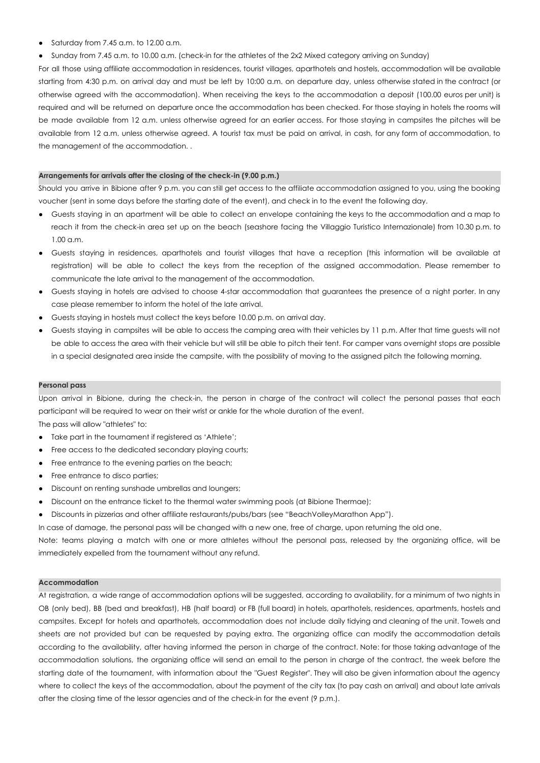- Saturday from 7.45 a.m. to 12.00 a.m.
- Sunday from 7.45 a.m. to 10.00 a.m. (check-in for the athletes of the 2x2 Mixed category arriving on Sunday)

For all those using affiliate accommodation in residences, tourist villages, aparthotels and hostels, accommodation will be available starting from 4:30 p.m. on arrival day and must be left by 10:00 a.m. on departure day, unless otherwise stated in the contract (or otherwise agreed with the accommodation). When receiving the keys to the accommodation a deposit (100.00 euros per unit) is required and will be returned on departure once the accommodation has been checked. For those staying in hotels the rooms will be made available from 12 a.m. unless otherwise agreed for an earlier access. For those staying in campsites the pitches will be available from 12 a.m. unless otherwise agreed. A tourist tax must be paid on arrival, in cash, for any form of accommodation, to the management of the accommodation. .

### Arrangements for arrivals after the closing of the check-in (9.00 p.m.)

Should you arrive in Bibione after 9 p.m. you can still get access to the affiliate accommodation assigned to you, using the booking voucher (sent in some days before the starting date of the event), and check in to the event the following day.

- Guests staying in an apartment will be able to collect an envelope containing the keys to the accommodation and a map to reach it from the check-in area set up on the beach (seashore facing the Villaggio Turistico Internazionale) from 10.30 p.m. to 1.00 a.m.
- Guests staying in residences, aparthotels and tourist villages that have a reception (this information will be available at registration) will be able to collect the keys from the reception of the assigned accommodation. Please remember to communicate the late arrival to the management of the accommodation.
- Guests staying in hotels are advised to choose 4-star accommodation that guarantees the presence of a night porter. In any case please remember to inform the hotel of the late arrival.
- Guests staying in hostels must collect the keys before 10.00 p.m. on arrival day.
- Guests staying in campsites will be able to access the camping area with their vehicles by 11 p.m. After that time guests will not be able to access the area with their vehicle but will still be able to pitch their tent. For camper vans overnight stops are possible in a special designated area inside the campsite, with the possibility of moving to the assigned pitch the following morning.

### Personal pass

Upon arrival in Bibione, during the check-in, the person in charge of the contract will collect the personal passes that each participant will be required to wear on their wrist or ankle for the whole duration of the event.

The pass will allow "athletes" to:

- Take part in the tournament if registered as 'Athlete';
- Free access to the dedicated secondary playing courts;
- Free entrance to the evening parties on the beach;
- Free entrance to disco parties;
- Discount on renting sunshade umbrellas and loungers;
- Discount on the entrance ticket to the thermal water swimming pools (at Bibione Thermae);
- Discounts in pizzerias and other affiliate restaurants/pubs/bars (see "BeachVolleyMarathon App").

In case of damage, the personal pass will be changed with a new one, free of charge, upon returning the old one.

Note: teams playing a match with one or more athletes without the personal pass, released by the organizing office, will be immediately expelled from the tournament without any refund.

### Accommodation

At registration, a wide range of accommodation options will be suggested, according to availability, for a minimum of two nights in OB (only bed), BB (bed and breakfast), HB (half board) or FB (full board) in hotels, aparthotels, residences, apartments, hostels and campsites. Except for hotels and aparthotels, accommodation does not include daily tidying and cleaning of the unit. Towels and sheets are not provided but can be requested by paying extra. The organizing office can modify the accommodation details according to the availability, after having informed the person in charge of the contract. Note: for those taking advantage of the accommodation solutions, the organizing office will send an email to the person in charge of the contract, the week before the starting date of the tournament, with information about the "Guest Register". They will also be given information about the agency where to collect the keys of the accommodation, about the payment of the city tax (to pay cash on arrival) and about late arrivals after the closing time of the lessor agencies and of the check-in for the event (9 p.m.).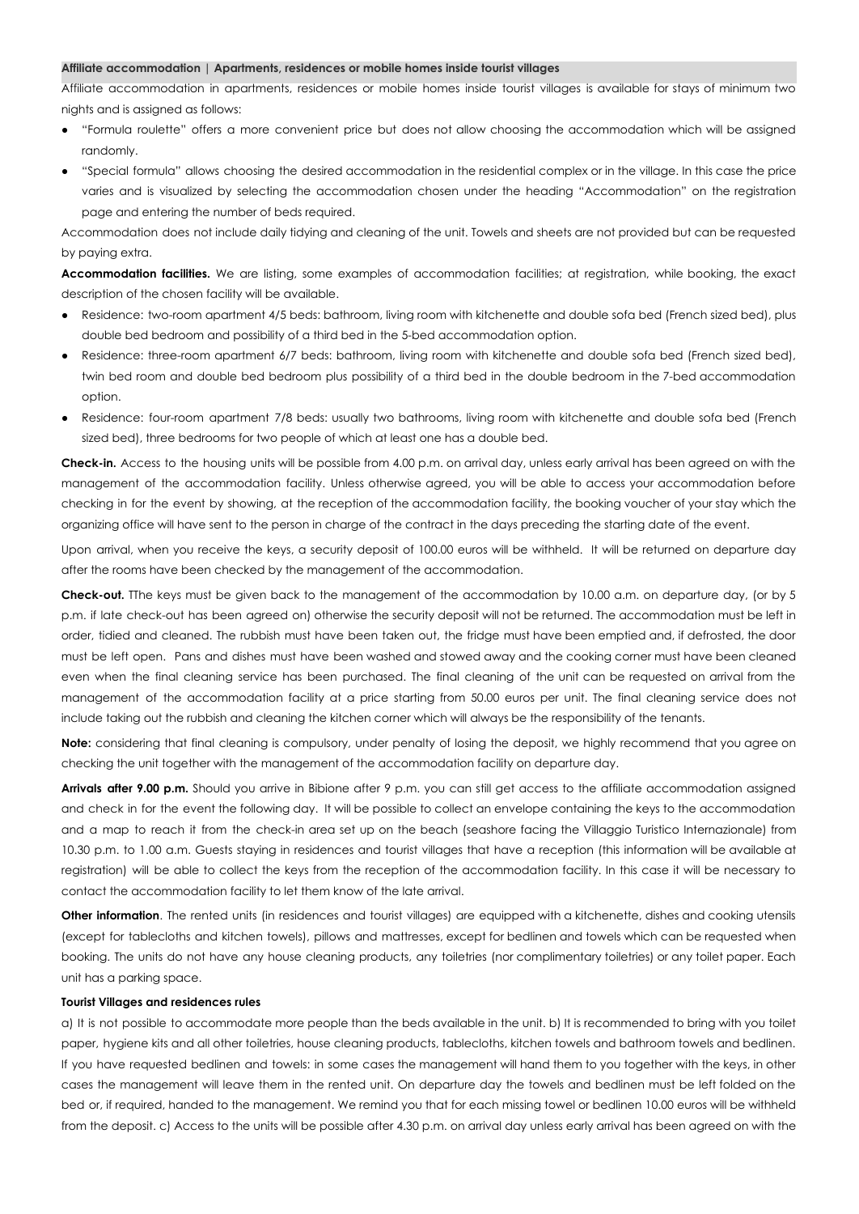## Affiliate accommodation | Apartments, residences or mobile homes inside tourist villages

Affiliate accommodation in apartments, residences or mobile homes inside tourist villages is available for stays of minimum two nights and is assigned as follows:

- "Formula roulette" offers a more convenient price but does not allow choosing the accommodation which will be assigned randomly.
- "Special formula" allows choosing the desired accommodation in the residential complex or in the village. In this case the price varies and is visualized by selecting the accommodation chosen under the heading "Accommodation" on the registration page and entering the number of beds required.

Accommodation does not include daily tidying and cleaning of the unit. Towels and sheets are not provided but can be requested by paying extra.

**Accommodation facilities.** We are listing, some examples of accommodation facilities; at registration, while booking, the exact description of the chosen facility will be available.

- Residence: two-room apartment 4/5 beds: bathroom, living room with kitchenette and double sofa bed (French sized bed), plus double bed bedroom and possibility of a third bed in the 5-bed accommodation option.
- Residence: three-room apartment 6/7 beds: bathroom, living room with kitchenette and double sofa bed (French sized bed), twin bed room and double bed bedroom plus possibility of a third bed in the double bedroom in the 7-bed accommodation option.
- Residence: four-room apartment 7/8 beds: usually two bathrooms, living room with kitchenette and double sofa bed (French sized bed), three bedrooms for two people of which at least one has a double bed.

**Check-in.** Access to the housing units will be possible from 4.00 p.m. on arrival day, unless early arrival has been agreed on with the management of the accommodation facility. Unless otherwise agreed, you will be able to access your accommodation before checking in for the event by showing, at the reception of the accommodation facility, the booking voucher of your stay which the organizing office will have sent to the person in charge of the contract in the days preceding the starting date of the event.

Upon arrival, when you receive the keys, a security deposit of 100.00 euros will be withheld. It will be returned on departure day after the rooms have been checked by the management of the accommodation.

**Check-out.** TThe keys must be given back to the management of the accommodation by 10.00 a.m. on departure day, (or by 5 p.m. if late check-out has been agreed on) otherwise the security deposit will not be returned. The accommodation must be left in order, tidied and cleaned. The rubbish must have been taken out, the fridge must have been emptied and, if defrosted, the door must be left open. Pans and dishes must have been washed and stowed away and the cooking corner must have been cleaned even when the final cleaning service has been purchased. The final cleaning of the unit can be requested on arrival from the management of the accommodation facility at a price starting from 50.00 euros per unit. The final cleaning service does not include taking out the rubbish and cleaning the kitchen corner which will always be the responsibility of the tenants.

**Note:** considering that final cleaning is compulsory, under penalty of losing the deposit, we highly recommend that you agree on checking the unit together with the management of the accommodation facility on departure day.

**Arrivals after 9.00 p.m.** Should you arrive in Bibione after 9 p.m. you can still get access to the affiliate accommodation assigned and check in for the event the following day. It will be possible to collect an envelope containing the keys to the accommodation and a map to reach it from the check-in area set up on the beach (seashore facing the Villaggio Turistico Internazionale) from 10.30 p.m. to 1.00 a.m. Guests staying in residences and tourist villages that have a reception (this information will be available at registration) will be able to collect the keys from the reception of the accommodation facility. In this case it will be necessary to contact the accommodation facility to let them know of the late arrival.

**Other information**. The rented units (in residences and tourist villages) are equipped with a kitchenette, dishes and cooking utensils (except for tablecloths and kitchen towels), pillows and mattresses, except for bedlinen and towels which can be requested when booking. The units do not have any house cleaning products, any toiletries (nor complimentary toiletries) or any toilet paper. Each unit has a parking space.

**Tourist Villages and residences rules**

a) It is not possible to accommodate more people than the beds available in the unit. b) It is recommended to bring with you toilet paper, hygiene kits and all other toiletries, house cleaning products, tablecloths, kitchen towels and bathroom towels and bedlinen. If you have requested bedlinen and towels: in some cases the management will hand them to you together with the keys, in other cases the management will leave them in the rented unit. On departure day the towels and bedlinen must be left folded on the bed or, if required, handed to the management. We remind you that for each missing towel or bedlinen 10.00 euros will be withheld from the deposit. c) Access to the units will be possible after 4.30 p.m. on arrival day unless early arrival has been agreed on with the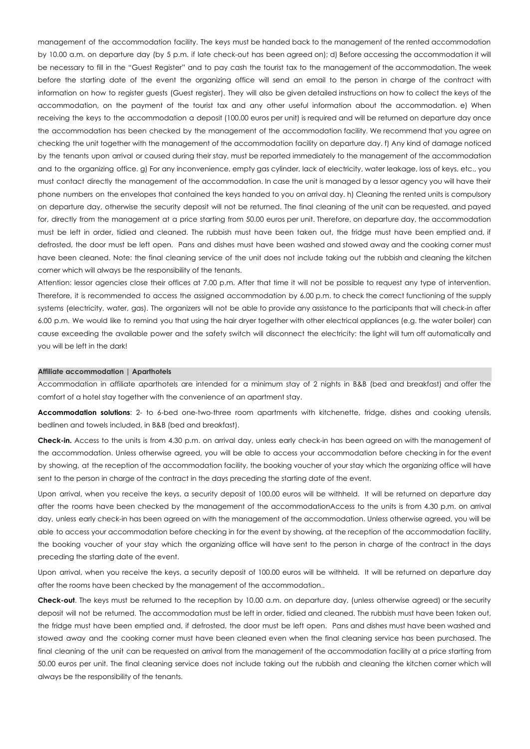management of the accommodation facility. The keys must be handed back to the management of the rented accommodation by 10.00 a.m. on departure day (by 5 p.m. if late check-out has been agreed on); d) Before accessing the accommodation it will be necessary to fill in the "Guest Register" and to pay cash the tourist tax to the management of the accommodation. The week before the starting date of the event the organizing office will send an email to the person in charge of the contract with information on how to register guests (Guest register). They will also be given detailed instructions on how to collect the keys of the accommodation, on the payment of the tourist tax and any other useful information about the accommodation. e) When receiving the keys to the accommodation a deposit (100.00 euros per unit) is required and will be returned on departure day once the accommodation has been checked by the management of the accommodation facility. We recommend that you agree on checking the unit together with the management of the accommodation facility on departure day. f) Any kind of damage noticed by the tenants upon arrival or caused during their stay, must be reported immediately to the management of the accommodation and to the organizing office. g) For any inconvenience, empty gas cylinder, lack of electricity, water leakage, loss of keys, etc., you must contact directly the management of the accommodation. In case the unit is managed by a lessor agency you will have their phone numbers on the envelopes that contained the keys handed to you on arrival day. h) Cleaning the rented units is compulsory on departure day, otherwise the security deposit will not be returned. The final cleaning of the unit can be requested, and payed for, directly from the management at a price starting from 50.00 euros per unit. Therefore, on departure day, the accommodation must be left in order, tidied and cleaned. The rubbish must have been taken out, the fridge must have been emptied and, if defrosted, the door must be left open. Pans and dishes must have been washed and stowed away and the cooking corner must have been cleaned. Note: the final cleaning service of the unit does not include taking out the rubbish and cleaning the kitchen corner which will always be the responsibility of the tenants.

Attention: lessor agencies close their offices at 7.00 p.m. After that time it will not be possible to request any type of intervention. Therefore, it is recommended to access the assigned accommodation by 6.00 p.m. to check the correct functioning of the supply systems (electricity, water, gas). The organizers will not be able to provide any assistance to the participants that will check-in after 6.00 p.m. We would like to remind you that using the hair dryer together with other electrical appliances (e.g. the water boiler) can cause exceeding the available power and the safety switch will disconnect the electricity: the light will turn off automatically and you will be left in the dark!

#### Affiliate accommodation | Aparthotels

Accommodation in affiliate aparthotels are intended for a minimum stay of 2 nights in B&B (bed and breakfast) and offer the comfort of a hotel stay together with the convenience of an apartment stay.

**Accommodation solutions**: 2- to 6-bed one-two-three room apartments with kitchenette, fridge, dishes and cooking utensils, bedlinen and towels included, in B&B (bed and breakfast).

**Check-in.** Access to the units is from 4.30 p.m. on arrival day, unless early check-in has been agreed on with the management of the accommodation. Unless otherwise agreed, you will be able to access your accommodation before checking in for the event by showing, at the reception of the accommodation facility, the booking voucher of your stay which the organizing office will have sent to the person in charge of the contract in the days preceding the starting date of the event.

Upon arrival, when you receive the keys, a security deposit of 100.00 euros will be withheld. It will be returned on departure day after the rooms have been checked by the management of the accommodationAccess to the units is from 4.30 p.m. on arrival day, unless early check-in has been agreed on with the management of the accommodation. Unless otherwise agreed, you will be able to access your accommodation before checking in for the event by showing, at the reception of the accommodation facility, the booking voucher of your stay which the organizing office will have sent to the person in charge of the contract in the days preceding the starting date of the event.

Upon arrival, when you receive the keys, a security deposit of 100.00 euros will be withheld. It will be returned on departure day after the rooms have been checked by the management of the accommodation..

**Check-out**. The keys must be returned to the reception by 10.00 a.m. on departure day, (unless otherwise agreed) or the security deposit will not be returned. The accommodation must be left in order, tidied and cleaned. The rubbish must have been taken out, the fridge must have been emptied and, if defrosted, the door must be left open. Pans and dishes must have been washed and stowed away and the cooking corner must have been cleaned even when the final cleaning service has been purchased. The final cleaning of the unit can be requested on arrival from the management of the accommodation facility at a price starting from 50.00 euros per unit. The final cleaning service does not include taking out the rubbish and cleaning the kitchen corner which will always be the responsibility of the tenants.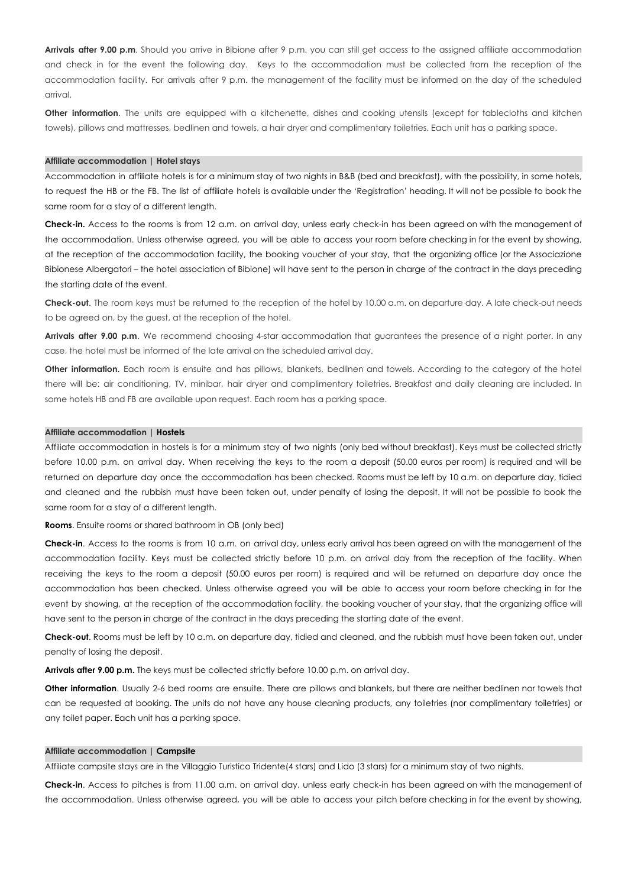**Arrivals after 9.00 p.m**. Should you arrive in Bibione after 9 p.m. you can still get access to the assigned affiliate accommodation and check in for the event the following day. Keys to the accommodation must be collected from the reception of the accommodation facility. For arrivals after 9 p.m. the management of the facility must be informed on the day of the scheduled arrival.

**Other information**. The units are equipped with a kitchenette, dishes and cooking utensils (except for tablecloths and kitchen towels), pillows and mattresses, bedlinen and towels, a hair dryer and complimentary toiletries. Each unit has a parking space.

### Affiliate accommodation | Hotel stays

Accommodation in affiliate hotels is for a minimum stay of two nights in B&B (bed and breakfast), with the possibility, in some hotels, to request the HB or the FB. The list of affiliate hotels is available under the 'Registration' heading. It will not be possible to book the same room for a stay of a different length.

**Check-in.** Access to the rooms is from 12 a.m. on arrival day, unless early check-in has been agreed on with the management of the accommodation. Unless otherwise agreed, you will be able to access your room before checking in for the event by showing, at the reception of the accommodation facility, the booking voucher of your stay, that the organizing office (or the Associazione Bibionese Albergatori – the hotel association of Bibione) will have sent to the person in charge of the contract in the days preceding the starting date of the event.

**Check-out**. The room keys must be returned to the reception of the hotel by 10.00 a.m. on departure day. A late check-out needs to be agreed on, by the guest, at the reception of the hotel.

**Arrivals after 9.00 p.m**. We recommend choosing 4-star accommodation that guarantees the presence of a night porter. In any case, the hotel must be informed of the late arrival on the scheduled arrival day.

**Other information.** Each room is ensuite and has pillows, blankets, bedlinen and towels. According to the category of the hotel there will be: air conditioning, TV, minibar, hair dryer and complimentary toiletries. Breakfast and daily cleaning are included. In some hotels HB and FB are available upon request. Each room has a parking space.

### Affiliate accommodation | **Hostels**

Affiliate accommodation in hostels is for a minimum stay of two nights (only bed without breakfast). Keys must be collected strictly before 10.00 p.m. on arrival day. When receiving the keys to the room a deposit (50.00 euros per room) is required and will be returned on departure day once the accommodation has been checked. Rooms must be left by 10 a.m. on departure day, tidied and cleaned and the rubbish must have been taken out, under penalty of losing the deposit. It will not be possible to book the same room for a stay of a different length.

**Rooms**. Ensuite rooms or shared bathroom in OB (only bed)

**Check-in**. Access to the rooms is from 10 a.m. on arrival day, unless early arrival has been agreed on with the management of the accommodation facility. Keys must be collected strictly before 10 p.m. on arrival day from the reception of the facility. When receiving the keys to the room a deposit (50.00 euros per room) is required and will be returned on departure day once the accommodation has been checked. Unless otherwise agreed you will be able to access your room before checking in for the event by showing, at the reception of the accommodation facility, the booking voucher of your stay, that the organizing office will have sent to the person in charge of the contract in the days preceding the starting date of the event.

**Check-out**. Rooms must be left by 10 a.m. on departure day, tidied and cleaned, and the rubbish must have been taken out, under penalty of losing the deposit.

**Arrivals after 9.00 p.m.** The keys must be collected strictly before 10.00 p.m. on arrival day.

**Other information**. Usually 2-6 bed rooms are ensuite. There are pillows and blankets, but there are neither bedlinen nor towels that can be requested at booking. The units do not have any house cleaning products, any toiletries (nor complimentary toiletries) or any toilet paper. Each unit has a parking space.

### Affiliate accommodation | **Campsite**

Affiliate campsite stays are in the Villaggio Turistico Tridente(4 stars) and Lido (3 stars) for a minimum stay of two nights.

**Check-in**. Access to pitches is from 11.00 a.m. on arrival day, unless early check-in has been agreed on with the management of the accommodation. Unless otherwise agreed, you will be able to access your pitch before checking in for the event by showing,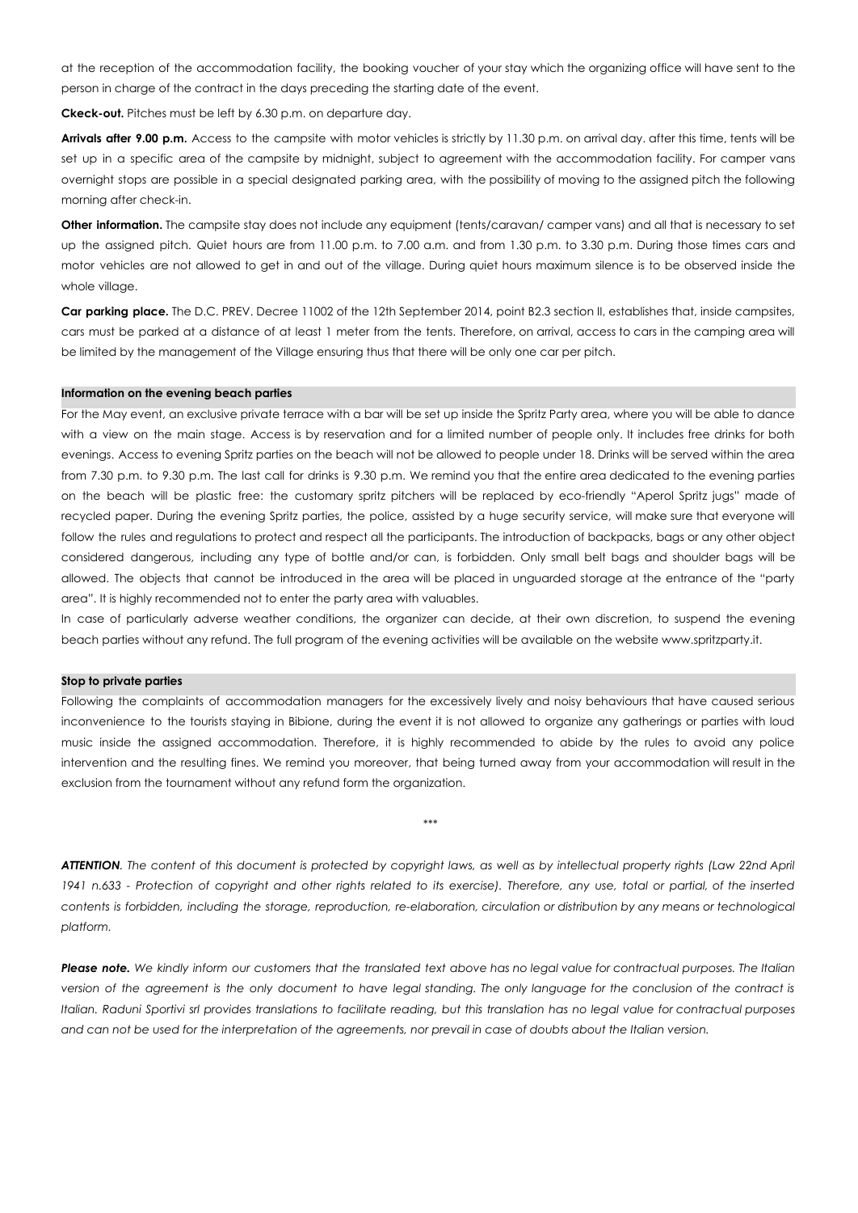at the reception of the accommodation facility, the booking voucher of your stay which the organizing office will have sent to the person in charge of the contract in the days preceding the starting date of the event.

**Ckeck-out.** Pitches must be left by 6.30 p.m. on departure day.

**Arrivals after 9.00 p.m.** Access to the campsite with motor vehicles is strictly by 11.30 p.m. on arrival day. after this time, tents will be set up in a specific area of the campsite by midnight, subject to agreement with the accommodation facility. For camper vans overnight stops are possible in a special designated parking area, with the possibility of moving to the assigned pitch the following morning after check-in.

**Other information.** The campsite stay does not include any equipment (tents/caravan/ camper vans) and all that is necessary to set up the assigned pitch. Quiet hours are from 11.00 p.m. to 7.00 a.m. and from 1.30 p.m. to 3.30 p.m. During those times cars and motor vehicles are not allowed to get in and out of the village. During quiet hours maximum silence is to be observed inside the whole village.

**Car parking place.** The D.C. PREV. Decree 11002 of the 12th September 2014, point B2.3 section II, establishes that, inside campsites, cars must be parked at a distance of at least 1 meter from the tents. Therefore, on arrival, access to cars in the camping area will be limited by the management of the Village ensuring thus that there will be only one car per pitch.

### Information on the evening beach parties

For the May event, an exclusive private terrace with a bar will be set up inside the Spritz Party area, where you will be able to dance with a view on the main stage. Access is by reservation and for a limited number of people only. It includes free drinks for both evenings. Access to evening Spritz parties on the beach will not be allowed to people under 18. Drinks will be served within the area from 7.30 p.m. to 9.30 p.m. The last call for drinks is 9.30 p.m. We remind you that the entire area dedicated to the evening parties on the beach will be plastic free: the customary spritz pitchers will be replaced by eco-friendly "Aperol Spritz jugs" made of recycled paper. During the evening Spritz parties, the police, assisted by a huge security service, will make sure that everyone will follow the rules and regulations to protect and respect all the participants. The introduction of backpacks, bags or any other object considered dangerous, including any type of bottle and/or can, is forbidden. Only small belt bags and shoulder bags will be allowed. The objects that cannot be introduced in the area will be placed in unguarded storage at the entrance of the "party area". It is highly recommended not to enter the party area with valuables.

In case of particularly adverse weather conditions, the organizer can decide, at their own discretion, to suspend the evening beach parties without any refund. The full program of the evening activities will be available on the website www.spritzparty.it.

### Stop to private parties

Following the complaints of accommodation managers for the excessively lively and noisy behaviours that have caused serious inconvenience to the tourists staying in Bibione, during the event it is not allowed to organize any gatherings or parties with loud music inside the assigned accommodation. Therefore, it is highly recommended to abide by the rules to avoid any police intervention and the resulting fines. We remind you moreover, that being turned away from your accommodation will result in the exclusion from the tournament without any refund form the organization.

\*\*\*

***ATTENTION***. *The content of this document is protected by copyright laws, as well as by intellectual property rights (Law 22nd April 1941 n.633 - Protection of copyright and other rights related to its exercise). Therefore, any use, total or partial, of the inserted contents is forbidden, including the storage, reproduction, re-elaboration, circulation or distribution by any means or technological platform.*

***Please note.*** *We kindly inform our customers that the translated text above has no legal value for contractual purposes. The Italian version of the agreement is the only document to have legal standing. The only language for the conclusion of the contract is Italian. Raduni Sportivi srl provides translations to facilitate reading, but this translation has no legal value for contractual purposes and can not be used for the interpretation of the agreements, nor prevail in case of doubts about the Italian version.*